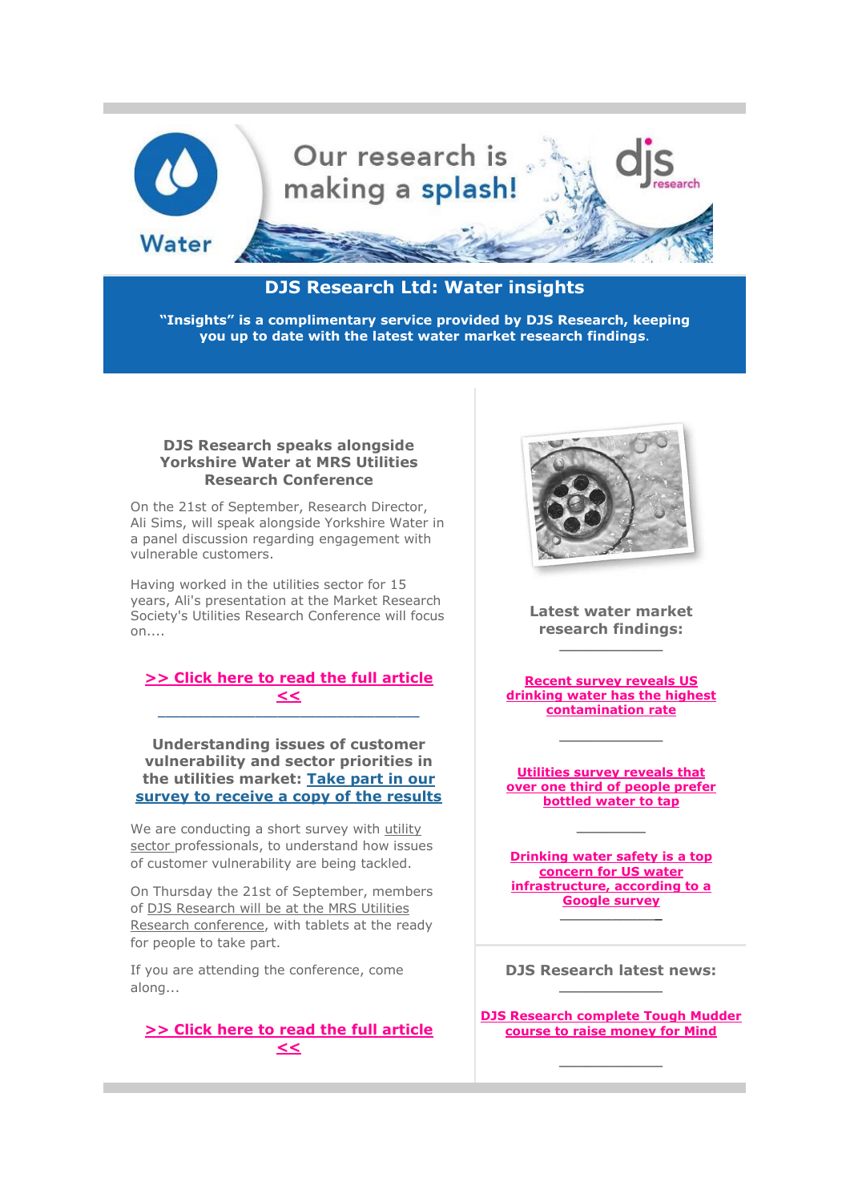Our research is making a splash!

Water

# DJS Research Ltd: Water insights

**"Insights" is a complimentary service provided by DJS Research, keeping you up to date with the latest water market research findings.**

### DJS Research speaks alongside Yorkshire Water at MRS Utilities Research Conference

On the 21st of September, Research Director, Ali Sims, will speak alongside Yorkshire Water in a panel discussion regarding engagement with vulnerable customers.

Having worked in the utilities sector for 15 years, Ali's presentation at the Market Research Society's Utilities Research Conference will focus on....

**>> Click here to read the full article <<**

---

### Understanding issues of customer vulnerability and sector priorities in the utilities market: Take part in our survey to receive a copy of the results

We are conducting a short survey with utility sector professionals, to understand how issues of customer vulnerability are being tackled.

On Thursday the 21st of September, members of DJS Research will be at the MRS Utilities Research conference, with tablets at the ready for people to take part.

If you are attending the conference, come along...

**>> Click here to read the full article <<**

### Latest water market research findings:

---

**Recent survey reveals US drinking water has the highest contamination rate**

---

**Utilities survey reveals that over one third of people prefer bottled water to tap**

---

**Drinking water safety is a top concern for US water infrastructure, according to a Google survey**

---

### DJS Research latest news:

---

**DJS Research complete Tough Mudder course to raise money for Mind**

---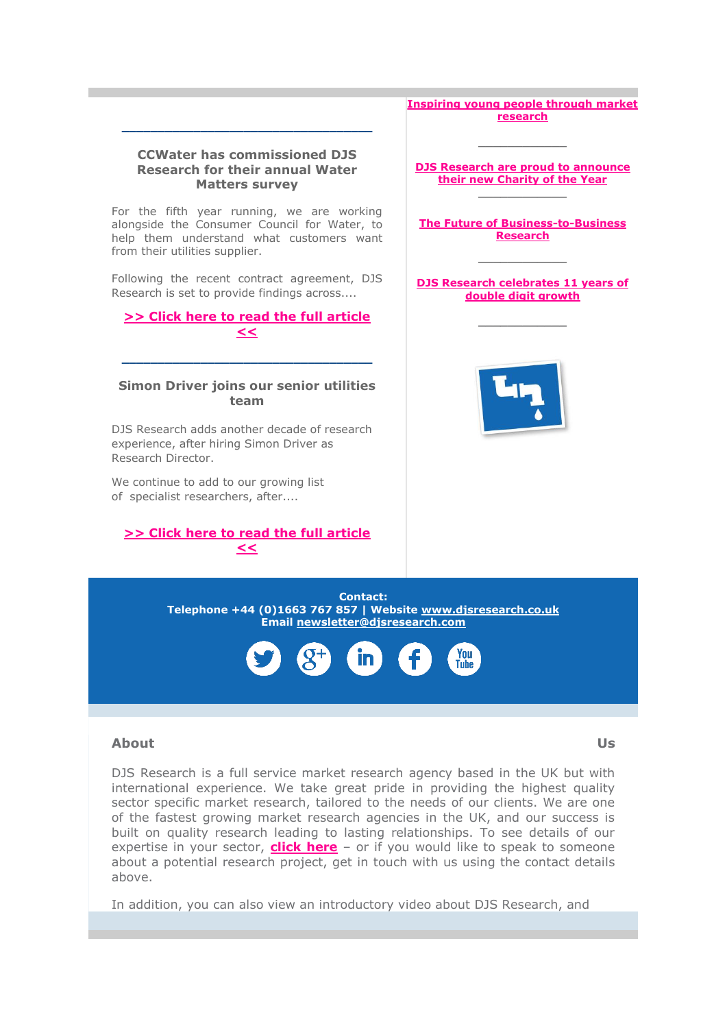---

### CCWater has commissioned DJS Research for their annual Water Matters survey

For the fifth year running, we are working alongside the Consumer Council for Water, to help them understand what customers want from their utilities supplier.

Following the recent contract agreement, DJS Research is set to provide findings across....

**>> Click here to read the full article <<**

---

### Simon Driver joins our senior utilities team

DJS Research adds another decade of research experience, after hiring Simon Driver as Research Director.

We continue to add to our growing list of specialist researchers, after....

**>> Click here to read the full article <<**

**Inspiring young people through market research**

---

**DJS Research are proud to announce their new Charity of the Year**

---

**The Future of Business-to-Business Research**

---

**DJS Research celebrates 11 years of double digit growth**

---

**Contact:**
**Telephone +44 (0)1663 767 857 | Website www.djsresearch.co.uk**
**Email newsletter@djsresearch.com**

### About Us

DJS Research is a full service market research agency based in the UK but with international experience. We take great pride in providing the highest quality sector specific market research, tailored to the needs of our clients. We are one of the fastest growing market research agencies in the UK, and our success is built on quality research leading to lasting relationships. To see details of our expertise in your sector, **click here** – or if you would like to speak to someone about a potential research project, get in touch with us using the contact details above.

In addition, you can also view an introductory video about DJS Research, and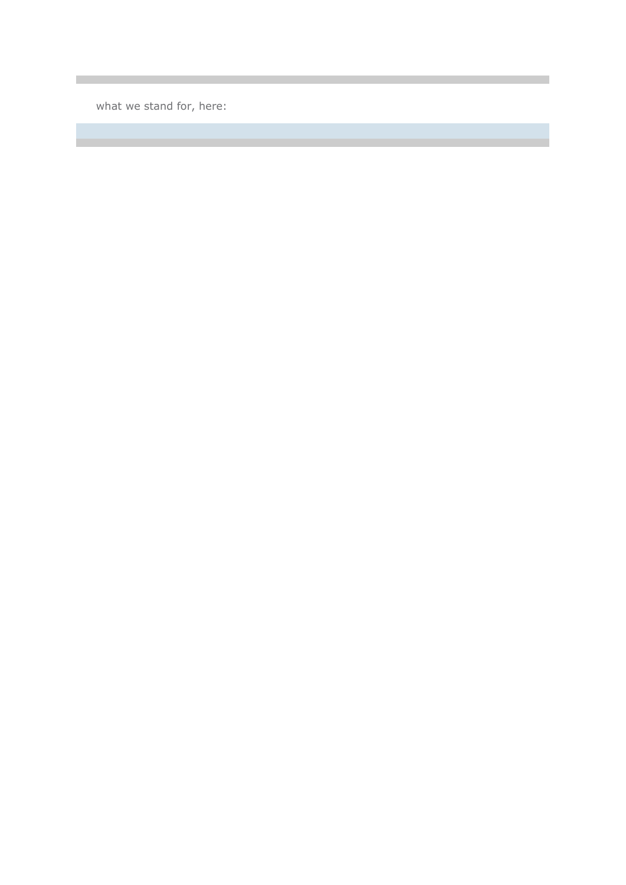what we stand for, here: